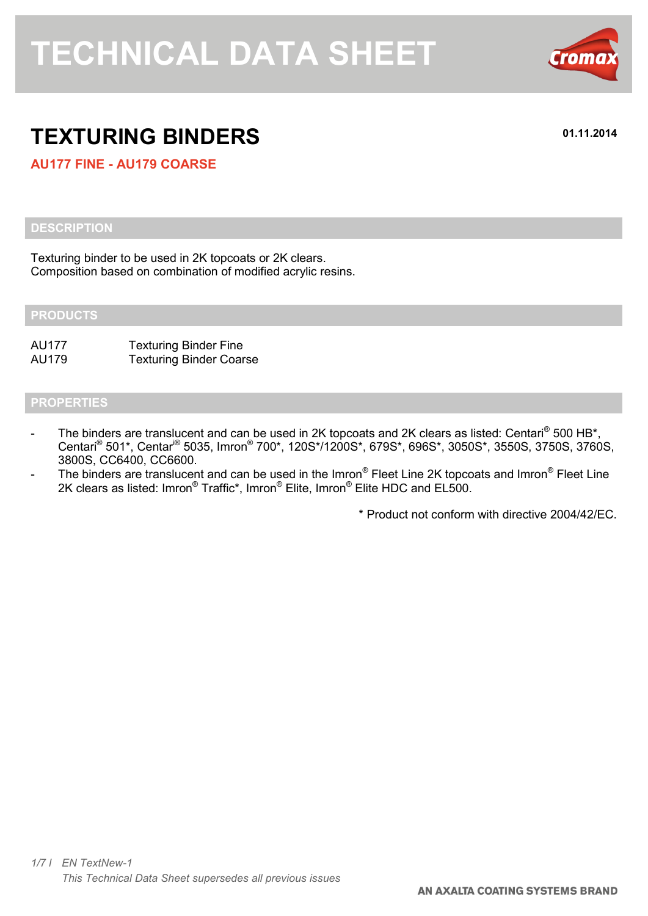# TECHNICAL DATA SHEET

## TEXTURING BINDERS

**01.11.2014**

**AU177 FINE - AU179 COARSE**

### DESCRIPTION

Texturing binder to be used in 2K topcoats or 2K clears.
Composition based on combination of modified acrylic resins.

### PRODUCTS

| | |
|---|---|
| AU177 | Texturing Binder Fine |
| AU179 | Texturing Binder Coarse |

### PROPERTIES

- The binders are translucent and can be used in 2K topcoats and 2K clears as listed: Centari® 500 HB*, Centari® 501*, Centar® 5035, Imron® 700*, 120S*/1200S*, 679S*, 696S*, 3050S*, 3550S, 3750S, 3760S, 3800S, CC6400, CC6600.
- The binders are translucent and can be used in the Imron® Fleet Line 2K topcoats and Imron® Fleet Line 2K clears as listed: Imron® Traffic*, Imron® Elite, Imron® Elite HDC and EL500.

* Product not conform with directive 2004/42/EC.

*EN TextNew-1*
*This Technical Data Sheet supersedes all previous issues*

**AN AXALTA COATING SYSTEMS BRAND**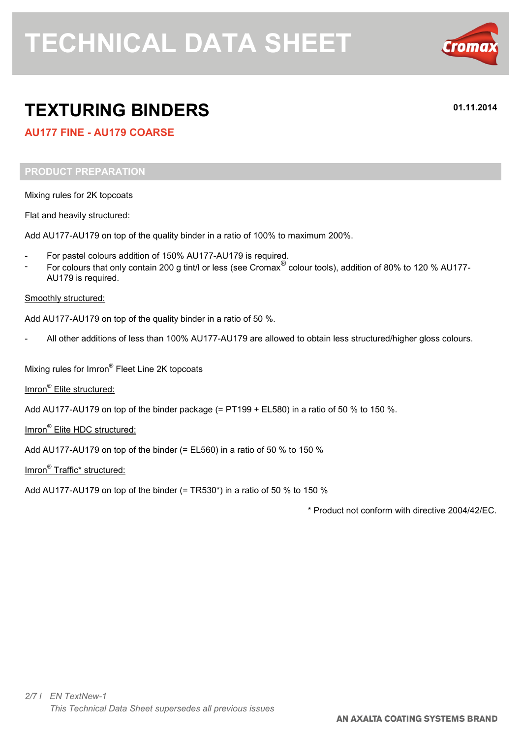# TECHNICAL DATA SHEET

## TEXTURING BINDERS

01.11.2014

### AU177 FINE - AU179 COARSE

### PRODUCT PREPARATION

Mixing rules for 2K topcoats

Flat and heavily structured:

Add AU177-AU179 on top of the quality binder in a ratio of 100% to maximum 200%.

- For pastel colours addition of 150% AU177-AU179 is required.
- For colours that only contain 200 g tint/l or less (see Cromax® colour tools), addition of 80% to 120 % AU177-AU179 is required.

Smoothly structured:

Add AU177-AU179 on top of the quality binder in a ratio of 50 %.

- All other additions of less than 100% AU177-AU179 are allowed to obtain less structured/higher gloss colours.

Mixing rules for Imron® Fleet Line 2K topcoats

Imron® Elite structured:

Add AU177-AU179 on top of the binder package (= PT199 + EL580) in a ratio of 50 % to 150 %.

Imron® Elite HDC structured:

Add AU177-AU179 on top of the binder (= EL560) in a ratio of 50 % to 150 %

Imron® Traffic* structured:

Add AU177-AU179 on top of the binder (= TR530*) in a ratio of 50 % to 150 %

* Product not conform with directive 2004/42/EC.

EN TextNew-1
This Technical Data Sheet supersedes all previous issues

AN AXALTA COATING SYSTEMS BRAND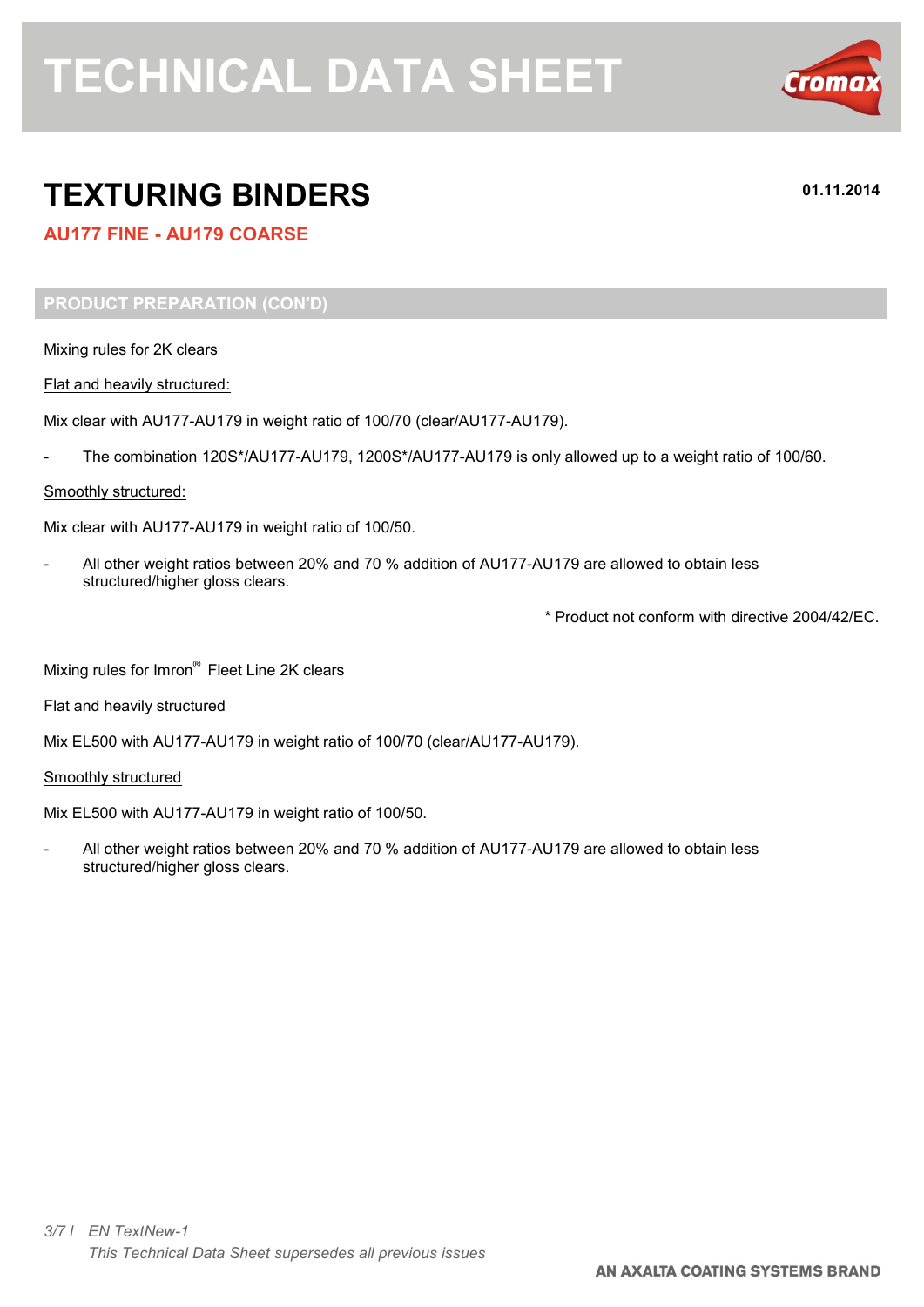# TECHNICAL DATA SHEET

## TEXTURING BINDERS

**01.11.2014**

**AU177 FINE - AU179 COARSE**

### PRODUCT PREPARATION (CON'D)

Mixing rules for 2K clears

Flat and heavily structured:

Mix clear with AU177-AU179 in weight ratio of 100/70 (clear/AU177-AU179).

- The combination 120S*/AU177-AU179, 1200S*/AU177-AU179 is only allowed up to a weight ratio of 100/60.

Smoothly structured:

Mix clear with AU177-AU179 in weight ratio of 100/50.

- All other weight ratios between 20% and 70 % addition of AU177-AU179 are allowed to obtain less structured/higher gloss clears.

\* Product not conform with directive 2004/42/EC.

Mixing rules for Imron® Fleet Line 2K clears

Flat and heavily structured

Mix EL500 with AU177-AU179 in weight ratio of 100/70 (clear/AU177-AU179).

Smoothly structured

Mix EL500 with AU177-AU179 in weight ratio of 100/50.

- All other weight ratios between 20% and 70 % addition of AU177-AU179 are allowed to obtain less structured/higher gloss clears.

*EN TextNew-1*
*This Technical Data Sheet supersedes all previous issues*

**AN AXALTA COATING SYSTEMS BRAND**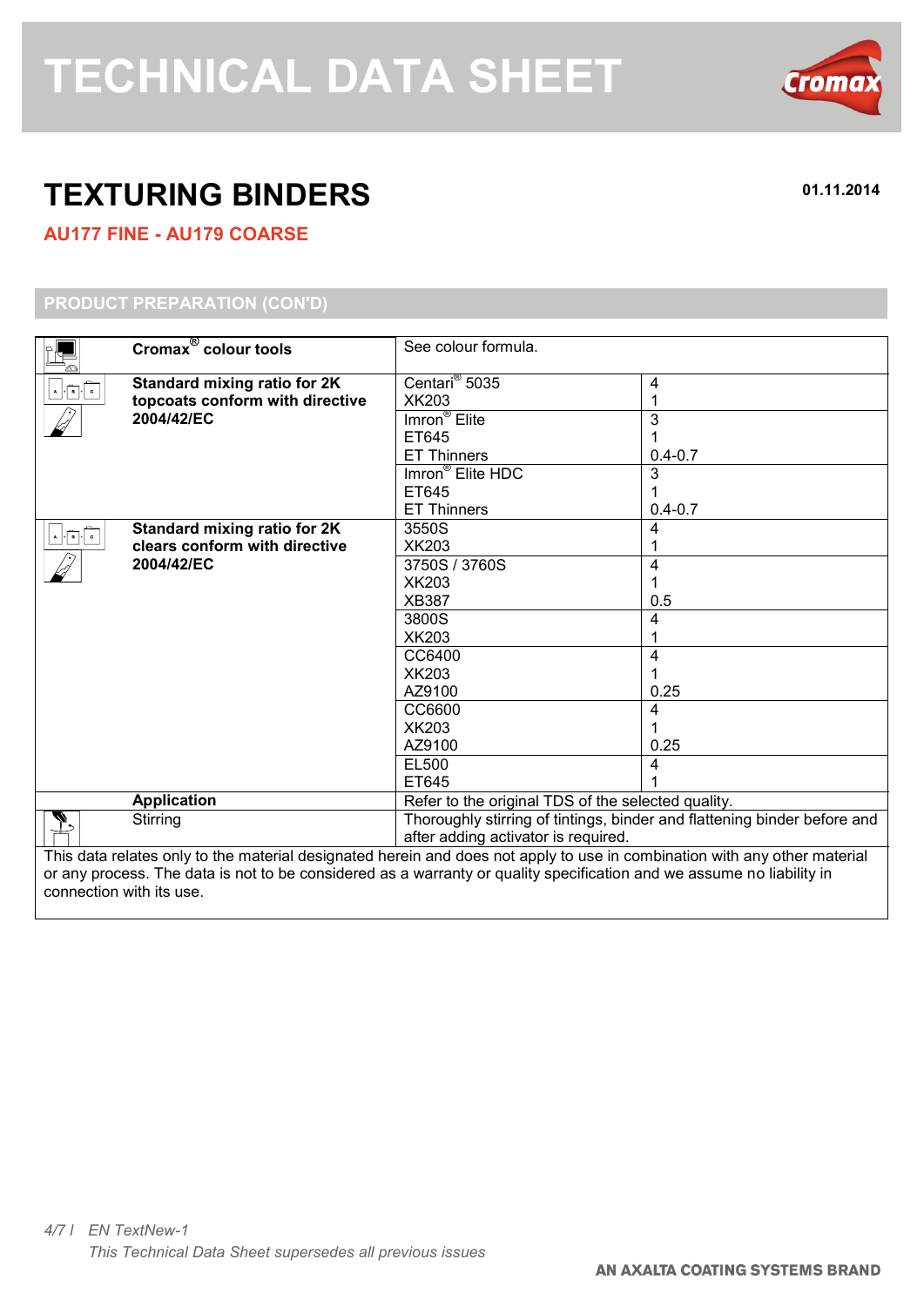# TECHNICAL DATA SHEET

## TEXTURING BINDERS

01.11.2014

### AU177 FINE - AU179 COARSE

### PRODUCT PREPARATION (CON'D)

| | | |
|---|---|---|
| **Cromax® colour tools** | See colour formula. | |
| **Standard mixing ratio for 2K topcoats conform with directive 2004/42/EC** | Centari® 5035<br>XK203 | 4<br>1 |
| | Imron® Elite<br>ET645<br>ET Thinners | 3<br>1<br>0.4-0.7 |
| | Imron® Elite HDC<br>ET645<br>ET Thinners | 3<br>1<br>0.4-0.7 |
| **Standard mixing ratio for 2K clears conform with directive 2004/42/EC** | 3550S<br>XK203 | 4<br>1 |
| | 3750S / 3760S<br>XK203<br>XB387 | 4<br>1<br>0.5 |
| | 3800S<br>XK203 | 4<br>1 |
| | CC6400<br>XK203<br>AZ9100 | 4<br>1<br>0.25 |
| | CC6600<br>XK203<br>AZ9100 | 4<br>1<br>0.25 |
| | EL500<br>ET645 | 4<br>1 |
| **Application** | Refer to the original TDS of the selected quality. | |
| Stirring | Thoroughly stirring of tintings, binder and flattening binder before and after adding activator is required. | |

This data relates only to the material designated herein and does not apply to use in combination with any other material or any process. The data is not to be considered as a warranty or quality specification and we assume no liability in connection with its use.

*EN TextNew-1*

*This Technical Data Sheet supersedes all previous issues*

AN AXALTA COATING SYSTEMS BRAND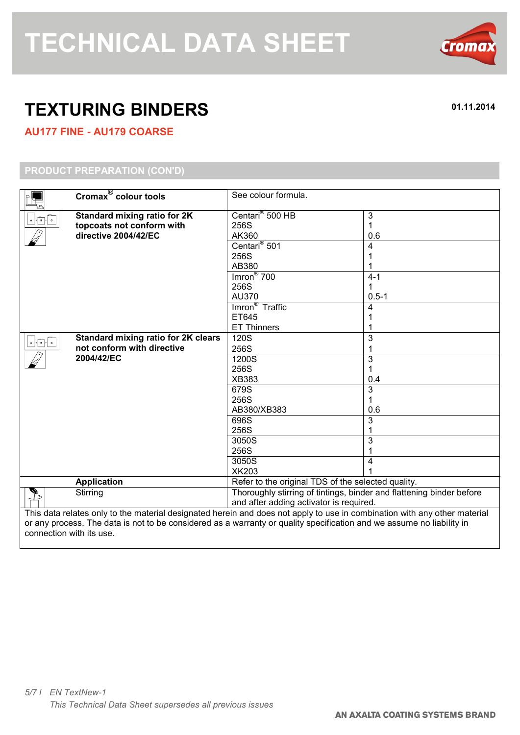# TECHNICAL DATA SHEET

## TEXTURING BINDERS

01.11.2014

### AU177 FINE - AU179 COARSE

### PRODUCT PREPARATION (CON'D)

| | | | |
|---|---|---|---|
| | **Cromax® colour tools** | See colour formula. | |
| | **Standard mixing ratio for 2K topcoats not conform with directive 2004/42/EC** | Centari® 500 HB<br>256S<br>AK360 | 3<br>1<br>0.6 |
| | | Centari® 501<br>256S<br>AB380 | 4<br>1<br>1 |
| | | Imron® 700<br>256S<br>AU370 | 4-1<br>1<br>0.5-1 |
| | | Imron® Traffic<br>ET645<br>ET Thinners | 4<br>1<br>1 |
| | **Standard mixing ratio for 2K clears not conform with directive 2004/42/EC** | 120S<br>256S | 3<br>1 |
| | | 1200S<br>256S<br>XB383 | 3<br>1<br>0.4 |
| | | 679S<br>256S<br>AB380/XB383 | 3<br>1<br>0.6 |
| | | 696S<br>256S | 3<br>1 |
| | | 3050S<br>256S | 3<br>1 |
| | | 3050S<br>XK203 | 4<br>1 |
| | **Application** | Refer to the original TDS of the selected quality. | |
| | Stirring | Thoroughly stirring of tintings, binder and flattening binder before and after adding activator is required. | |

This data relates only to the material designated herein and does not apply to use in combination with any other material or any process. The data is not to be considered as a warranty or quality specification and we assume no liability in connection with its use.

*EN TextNew-1*
*This Technical Data Sheet supersedes all previous issues*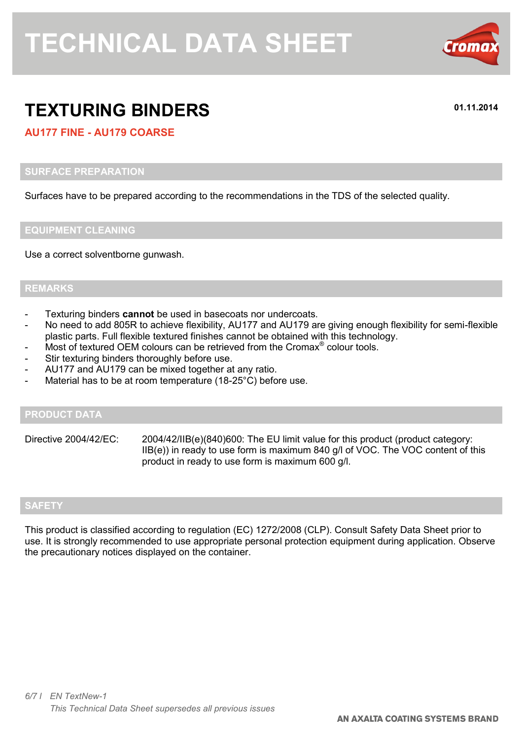# TECHNICAL DATA SHEET

## TEXTURING BINDERS

01.11.2014

**AU177 FINE - AU179 COARSE**

### SURFACE PREPARATION

Surfaces have to be prepared according to the recommendations in the TDS of the selected quality.

### EQUIPMENT CLEANING

Use a correct solventborne gunwash.

### REMARKS

- Texturing binders **cannot** be used in basecoats nor undercoats.
- No need to add 805R to achieve flexibility, AU177 and AU179 are giving enough flexibility for semi-flexible plastic parts. Full flexible textured finishes cannot be obtained with this technology.
- Most of textured OEM colours can be retrieved from the Cromax® colour tools.
- Stir texturing binders thoroughly before use.
- AU177 and AU179 can be mixed together at any ratio.
- Material has to be at room temperature (18-25°C) before use.

### PRODUCT DATA

Directive 2004/42/EC: 2004/42/IIB(e)(840)600: The EU limit value for this product (product category: IIB(e)) in ready to use form is maximum 840 g/l of VOC. The VOC content of this product in ready to use form is maximum 600 g/l.

### SAFETY

This product is classified according to regulation (EC) 1272/2008 (CLP). Consult Safety Data Sheet prior to use. It is strongly recommended to use appropriate personal protection equipment during application. Observe the precautionary notices displayed on the container.

*EN TextNew-1*

*This Technical Data Sheet supersedes all previous issues*

AN AXALTA COATING SYSTEMS BRAND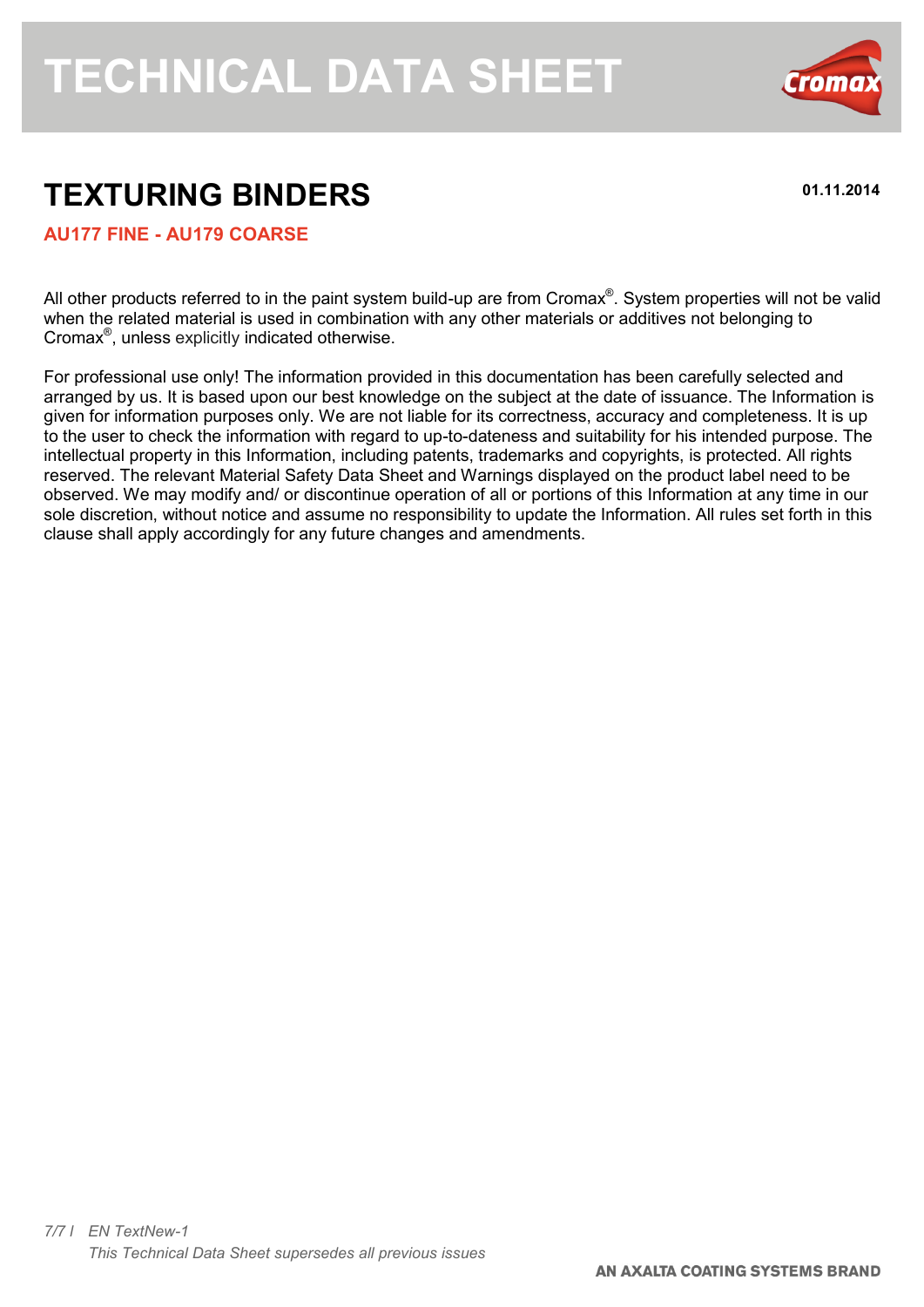# TECHNICAL DATA SHEET

## TEXTURING BINDERS

**01.11.2014**

**AU177 FINE - AU179 COARSE**

All other products referred to in the paint system build-up are from Cromax®. System properties will not be valid when the related material is used in combination with any other materials or additives not belonging to Cromax®, unless explicitly indicated otherwise.

For professional use only! The information provided in this documentation has been carefully selected and arranged by us. It is based upon our best knowledge on the subject at the date of issuance. The Information is given for information purposes only. We are not liable for its correctness, accuracy and completeness. It is up to the user to check the information with regard to up-to-dateness and suitability for his intended purpose. The intellectual property in this Information, including patents, trademarks and copyrights, is protected. All rights reserved. The relevant Material Safety Data Sheet and Warnings displayed on the product label need to be observed. We may modify and/ or discontinue operation of all or portions of this Information at any time in our sole discretion, without notice and assume no responsibility to update the Information. All rules set forth in this clause shall apply accordingly for any future changes and amendments.

*EN TextNew-1*

*This Technical Data Sheet supersedes all previous issues*

AN AXALTA COATING SYSTEMS BRAND